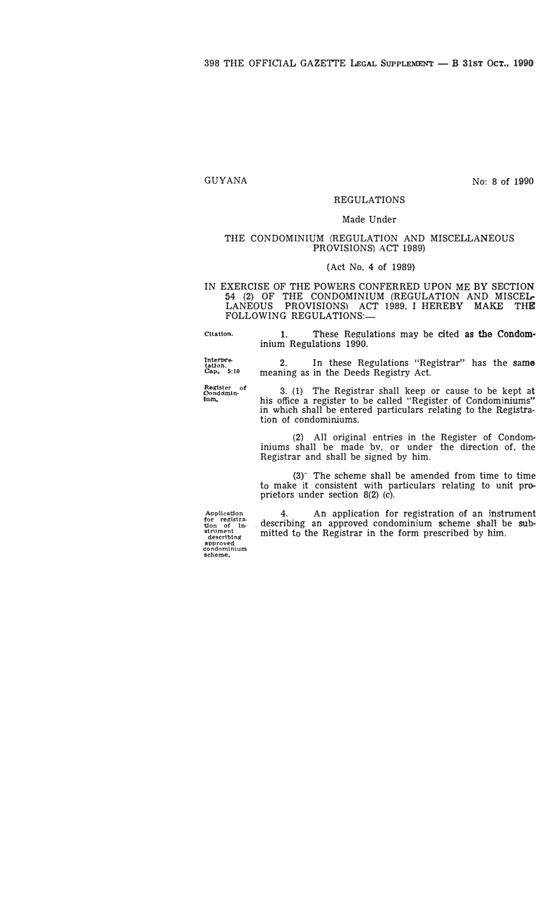GUYANA

No: 8 of 1990

REGULATIONS

Made Under

THE CONDOMINIUM (REGULATION AND MISCELLANEOUS PROVISIONS) ACT 1989)

(Act No. 4 of 1989)

IN EXERCISE OF THE POWERS CONFERRED UPON ME BY SECTION 54 (2) OF THE CONDOMINIUM (REGULATION AND MISCELLANEOUS PROVISIONS) ACT 1989, I HEREBY MAKE THE FOLLOWING REGULATIONS:—

Citation.

1. These Regulations may be cited as the Condominium Regulations 1990.

Interpretation. Cap. 5:10

2. In these Regulations "Registrar" has the same meaning as in the Deeds Registry Act.

Register of Condominium.

3. (1) The Registrar shall keep or cause to be kept at his office a register to be called "Register of Condominiums" in which shall be entered particulars relating to the Registration of condominiums.

(2) All original entries in the Register of Condominiums shall be made by, or under the direction of, the Registrar and shall be signed by him.

(3) The scheme shall be amended from time to time to make it consistent with particulars relating to unit proprietors under section 8(2) (c).

Application for registration of instrument describing approved condominium scheme.

4. An application for registration of an instrument describing an approved condominium scheme shall be submitted to the Registrar in the form prescribed by him.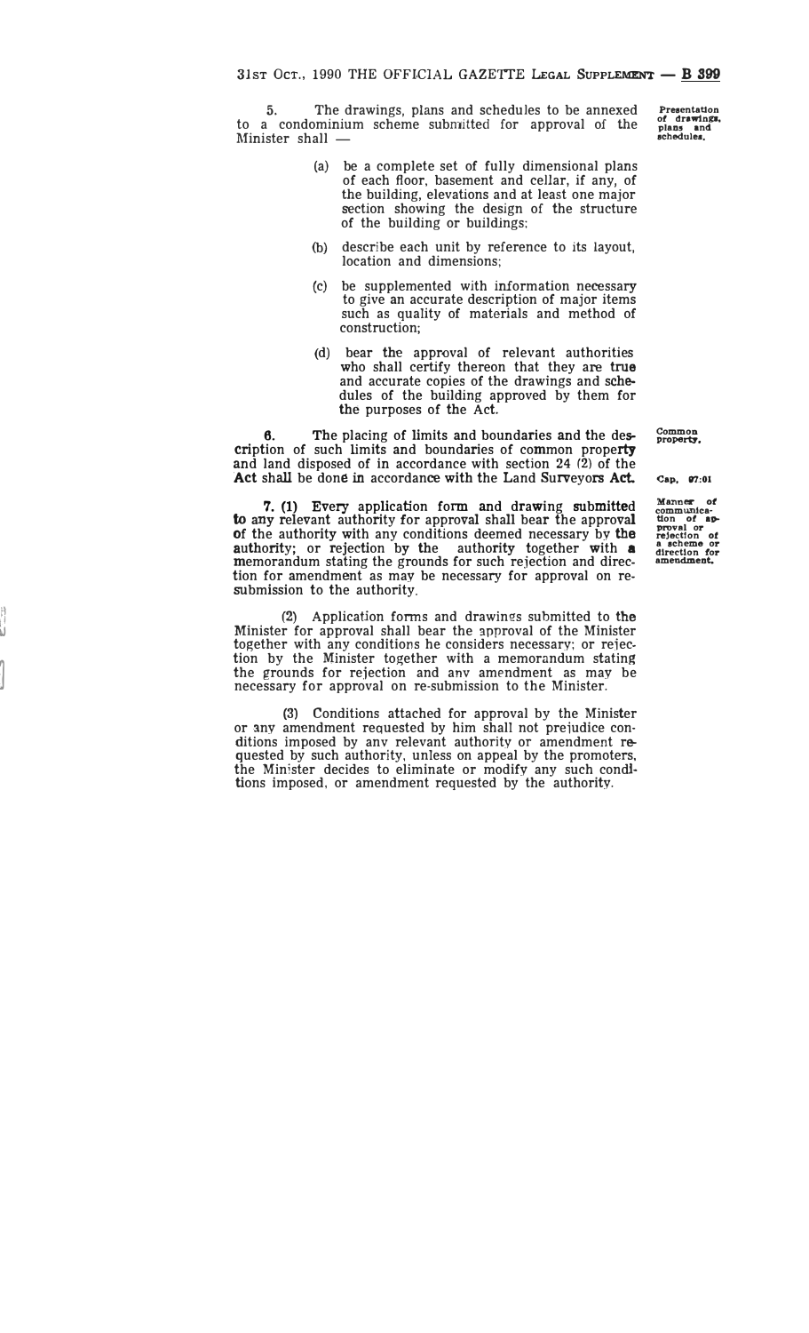5. The drawings, plans and schedules to be annexed to a condominium scheme submitted for approval of the Minister shall —

**Presentation of drawings, plans and schedules.**

(a) be a complete set of fully dimensional plans of each floor, basement and cellar, if any, of the building, elevations and at least one major section showing the design of the structure of the building or buildings;

(b) describe each unit by reference to its layout, location and dimensions;

(c) be supplemented with information necessary to give an accurate description of major items such as quality of materials and method of construction;

(d) bear the approval of relevant authorities who shall certify thereon that they are true and accurate copies of the drawings and schedules of the building approved by them for the purposes of the Act.

**Common property.**

6. The placing of limits and boundaries and the description of such limits and boundaries of common property and land disposed of in accordance with section 24 (2) of the Act shall be done in accordance with the Land Surveyors Act.

**Cap. 97:01**

**Manner of communication of approval or rejection of a scheme or direction for amendment.**

7. (1) Every application form and drawing submitted to any relevant authority for approval shall bear the approval of the authority with any conditions deemed necessary by the authority; or rejection by the authority together with a memorandum stating the grounds for such rejection and direction for amendment as may be necessary for approval on re-submission to the authority.

(2) Application forms and drawings submitted to the Minister for approval shall bear the approval of the Minister together with any conditions he considers necessary; or rejection by the Minister together with a memorandum stating the grounds for rejection and any amendment as may be necessary for approval on re-submission to the Minister.

(3) Conditions attached for approval by the Minister or any amendment requested by him shall not prejudice conditions imposed by any relevant authority or amendment requested by such authority, unless on appeal by the promoters, the Minister decides to eliminate or modify any such conditions imposed, or amendment requested by the authority.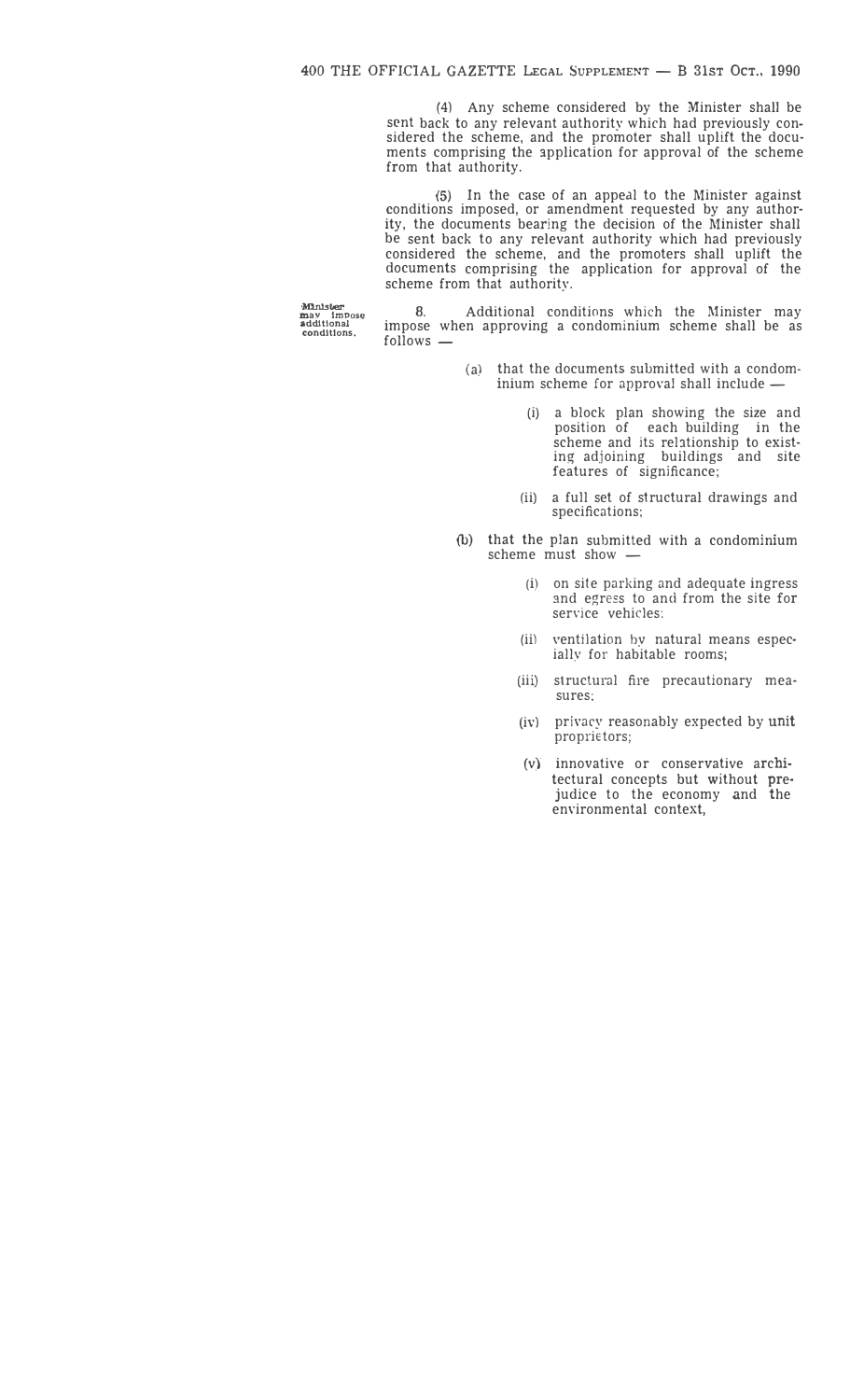(4) Any scheme considered by the Minister shall be sent back to any relevant authority which had previously considered the scheme, and the promoter shall uplift the documents comprising the application for approval of the scheme from that authority.

(5) In the case of an appeal to the Minister against conditions imposed, or amendment requested by any authority, the documents bearing the decision of the Minister shall be sent back to any relevant authority which had previously considered the scheme, and the promoters shall uplift the documents comprising the application for approval of the scheme from that authority.

**Minister may impose additional conditions.**

8. Additional conditions which the Minister may impose when approving a condominium scheme shall be as follows —

(a) that the documents submitted with a condominium scheme for approval shall include —

(i) a block plan showing the size and position of each building in the scheme and its relationship to existing adjoining buildings and site features of significance;

(ii) a full set of structural drawings and specifications;

(b) that the plan submitted with a condominium scheme must show —

(i) on site parking and adequate ingress and egress to and from the site for service vehicles;

(ii) ventilation by natural means especially for habitable rooms;

(iii) structural fire precautionary measures;

(iv) privacy reasonably expected by unit proprietors;

(v) innovative or conservative architectural concepts but without prejudice to the economy and the environmental context,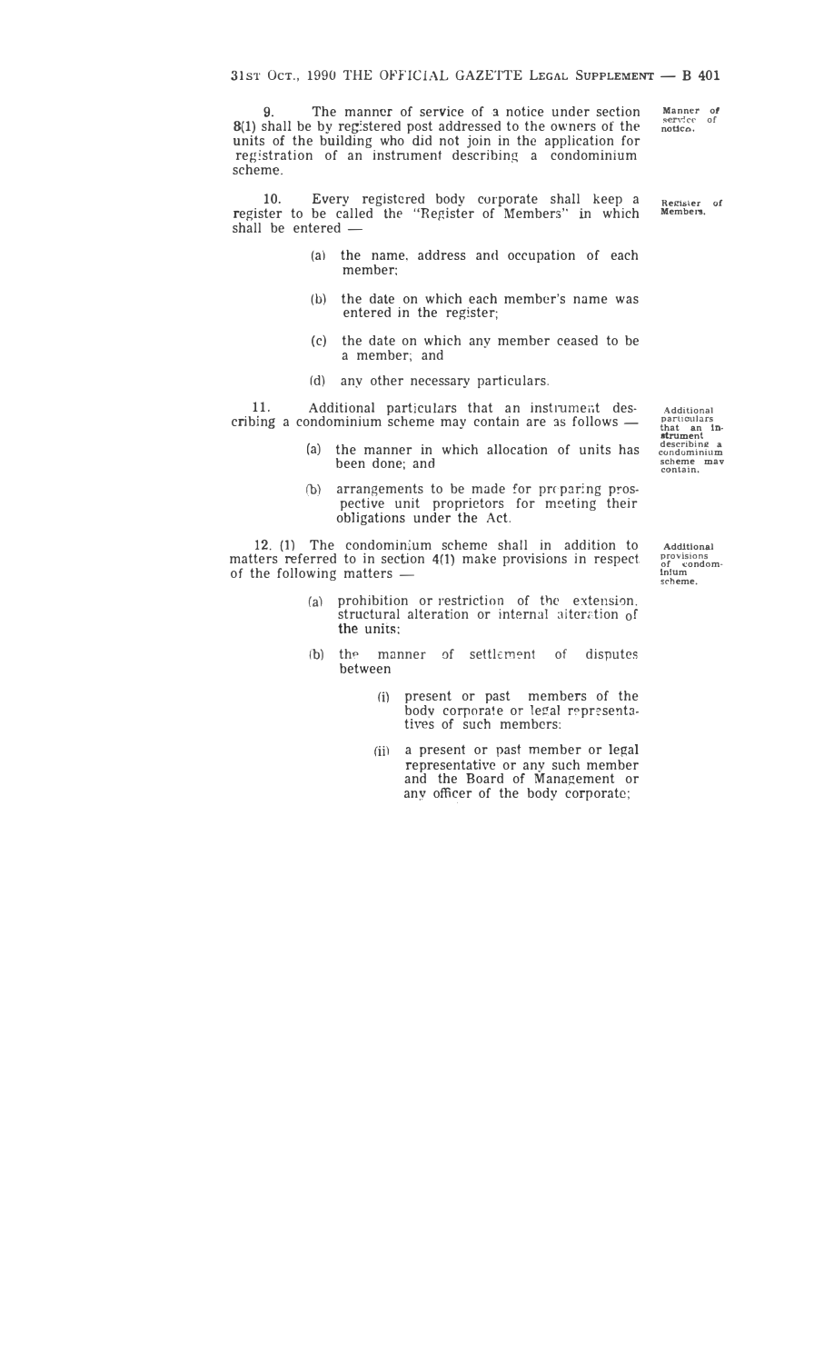**9.** The manner of service of a notice under section 8(1) shall be by registered post addressed to the owners of the units of the building who did not join in the application for registration of an instrument describing a condominium scheme.

*Manner of service of notice.*

**10.** Every registered body corporate shall keep a register to be called the "Register of Members" in which shall be entered —

*Register of Members.*

(a) the name, address and occupation of each member;

(b) the date on which each member's name was entered in the register;

(c) the date on which any member ceased to be a member; and

(d) any other necessary particulars.

**11.** Additional particulars that an instrument describing a condominium scheme may contain are as follows —

*Additional particulars that an instrument describing a condominium scheme may contain.*

(a) the manner in which allocation of units has been done; and

(b) arrangements to be made for preparing prospective unit proprietors for meeting their obligations under the Act.

**12.** (1) The condominium scheme shall in addition to matters referred to in section 4(1) make provisions in respect of the following matters —

*Additional provisions of condominium scheme.*

(a) prohibition or restriction of the extension, structural alteration or internal alteration of the units;

(b) the manner of settlement of disputes between

(i) present or past members of the body corporate or legal representatives of such members;

(ii) a present or past member or legal representative or any such member and the Board of Management or any officer of the body corporate;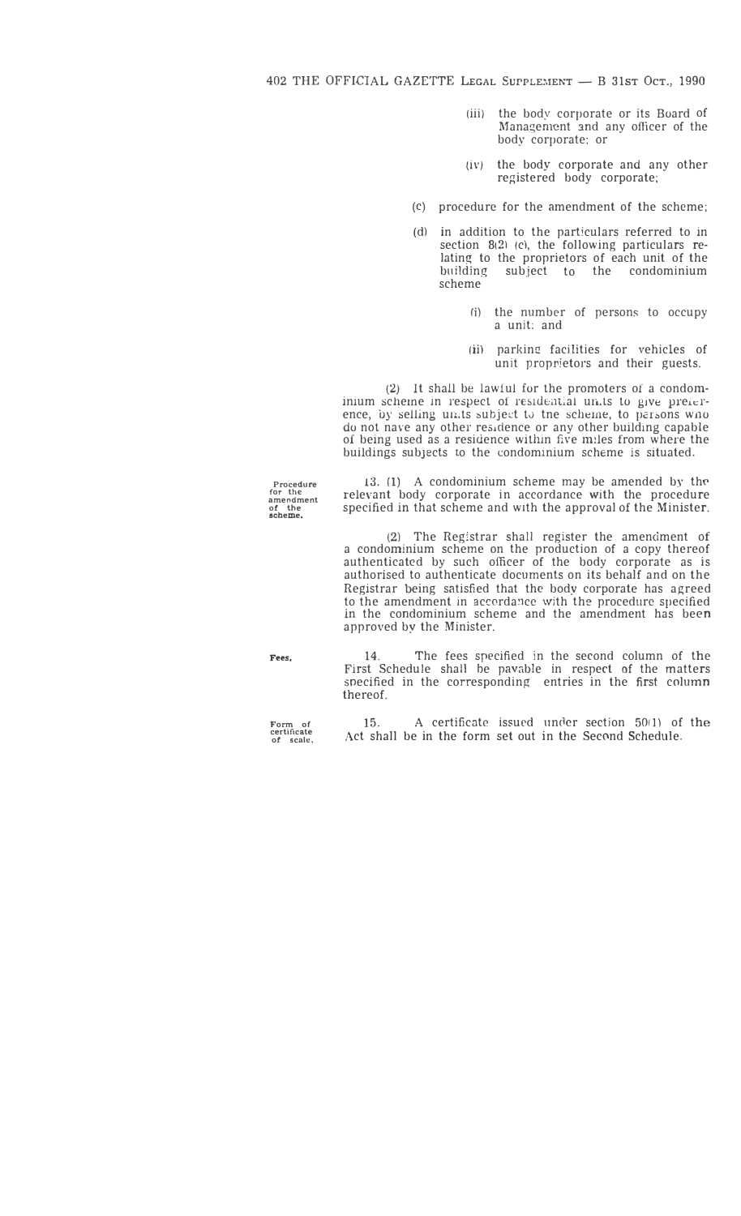(iii) the body corporate or its Board of Management and any officer of the body corporate; or

(iv) the body corporate and any other registered body corporate;

(c) procedure for the amendment of the scheme;

(d) in addition to the particulars referred to in section 8(2) (c), the following particulars relating to the proprietors of each unit of the building subject to the condominium scheme

(i) the number of persons to occupy a unit; and

(ii) parking facilities for vehicles of unit proprietors and their guests.

(2) It shall be lawful for the promoters of a condominium scheme in respect of residential units to give preference, by selling units subject to the scheme, to persons who do not have any other residence or any other building capable of being used as a residence within five miles from where the buildings subjects to the condominium scheme is situated.

**Procedure for the amendment of the scheme.**

13. (1) A condominium scheme may be amended by the relevant body corporate in accordance with the procedure specified in that scheme and with the approval of the Minister.

(2) The Registrar shall register the amendment of a condominium scheme on the production of a copy thereof authenticated by such officer of the body corporate as is authorised to authenticate documents on its behalf and on the Registrar being satisfied that the body corporate has agreed to the amendment in accordance with the procedure specified in the condominium scheme and the amendment has been approved by the Minister.

**Fees.**

14. The fees specified in the second column of the First Schedule shall be payable in respect of the matters specified in the corresponding entries in the first column thereof.

**Form of certificate of scale.**

15. A certificate issued under section 50(1) of the Act shall be in the form set out in the Second Schedule.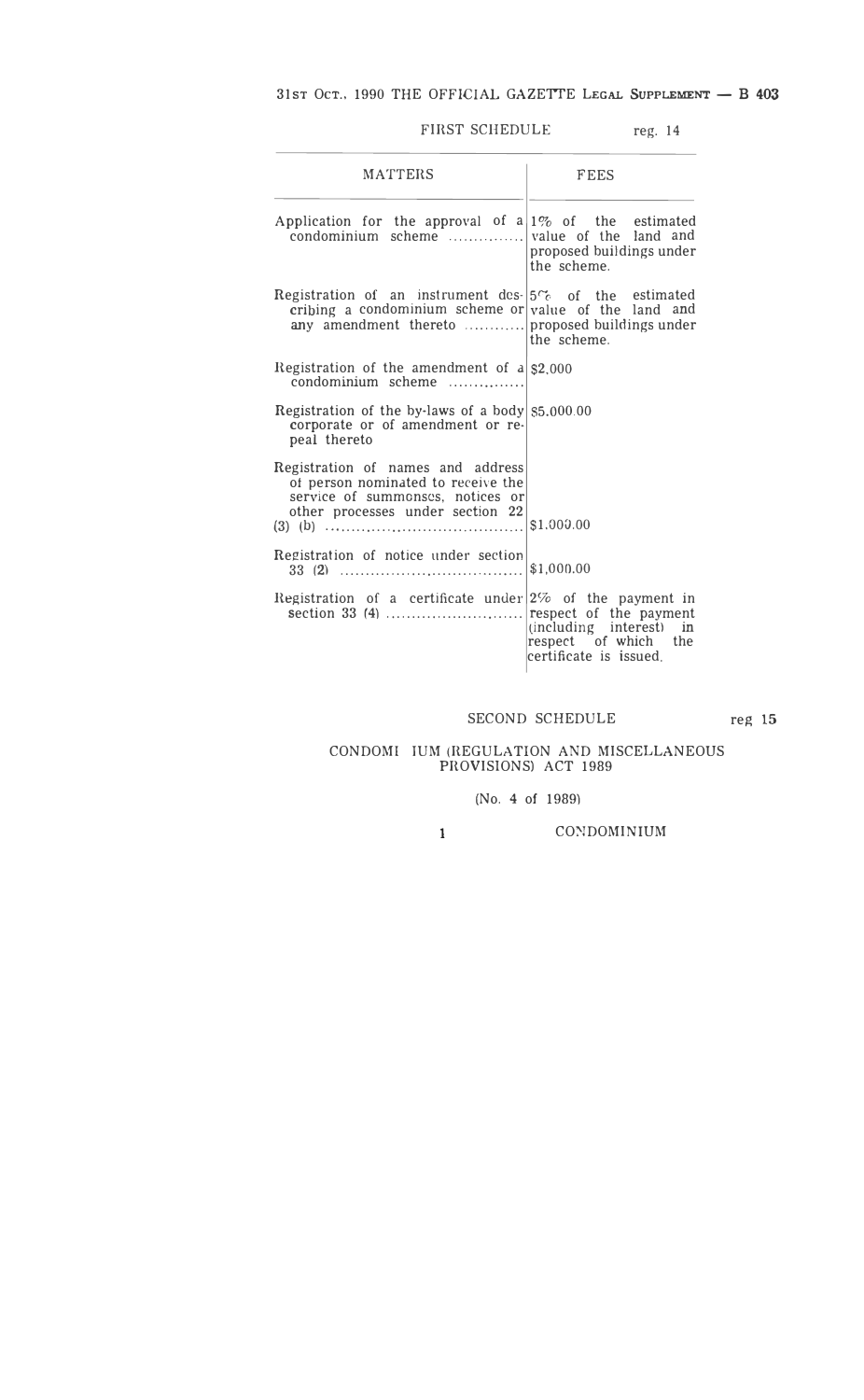FIRST SCHEDULE reg. 14

| MATTERS | FEES |
|---|---|
| Application for the approval of a condominium scheme .............. | 1% of the estimated value of the land and proposed buildings under the scheme. |
| Registration of an instrument describing a condominium scheme or any amendment thereto ............ | 5% of the estimated value of the land and proposed buildings under the scheme. |
| Registration of the amendment of a condominium scheme .............. | $2,000 |
| Registration of the by-laws of a body corporate or of amendment or repeal thereto | $5,000.00 |
| Registration of names and address of person nominated to receive the service of summonses, notices or other processes under section 22 (3) (b) .......................................... | $1,000.00 |
| Registration of notice under section 33 (2) .................................... | $1,000.00 |
| Registration of a certificate under section 33 (4) ......................... | 2% of the payment in respect of the payment (including interest) in respect of which the certificate is issued. |

SECOND SCHEDULE reg 15

CONDOMI IUM (REGULATION AND MISCELLANEOUS PROVISIONS) ACT 1989

(No. 4 of 1989)

1 CONDOMINIUM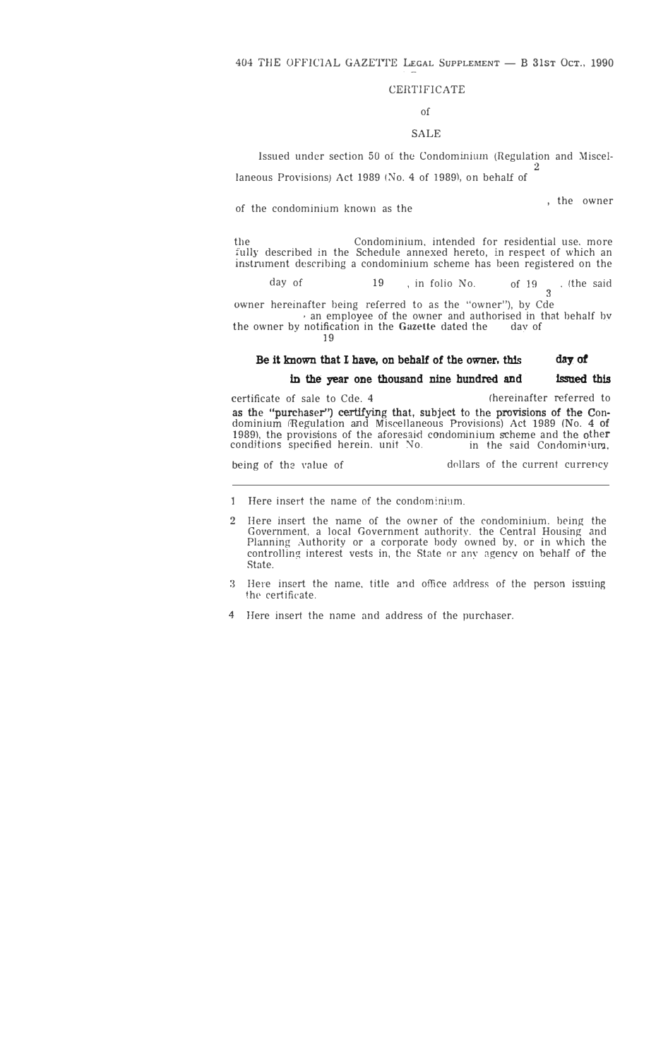# CERTIFICATE

## of

## SALE

Issued under section 50 of the Condominium (Regulation and Miscellaneous Provisions) Act 1989 (No. 4 of 1989), on behalf of [2] , the owner of the condominium known as the

the Condominium, intended for residential use, more fully described in the Schedule annexed hereto, in respect of which an instrument describing a condominium scheme has been registered on the day of 19 , in folio No. of 19 . (the said owner hereinafter being referred to as the "owner"), by Cde [3] , an employee of the owner and authorised in that behalf by the owner by notification in the **Gazette** dated the day of 19

**Be it known that I have, on behalf of the owner, this day of in the year one thousand nine hundred and issued this**

certificate of sale to Cde. [4] (hereinafter referred to **as the "purchaser") certifying that, subject to the provisions of the Con**dominium (Regulation and Miscellaneous Provisions) Act 1989 (No. 4 of 1989), the provisions of the aforesaid condominium scheme and the other conditions specified herein, unit No. in the said Condominium, being of the value of dollars of the current currency

---

1 Here insert the name of the condominium.

2 Here insert the name of the owner of the condominium, being the Government, a local Government authority, the Central Housing and Planning Authority or a corporate body owned by, or in which the controlling interest vests in, the State or any agency on behalf of the State.

3 Here insert the name, title and office address of the person issuing the certificate.

4 Here insert the name and address of the purchaser.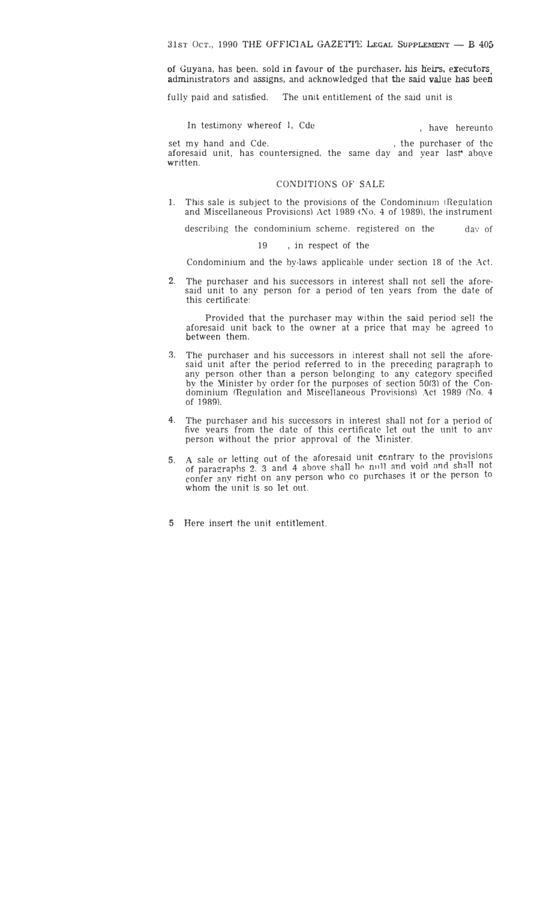of Guyana, has been sold in favour of the purchaser, his heirs, executors, administrators and assigns, and acknowledged that the said value has been fully paid and satisfied. The unit entitlement of the said unit is

In testimony whereof I, Cde , have hereunto set my hand and Cde. , the purchaser of the aforesaid unit, has countersigned, the same day and year last above written.

## CONDITIONS OF SALE

1. This sale is subject to the provisions of the Condominium (Regulation and Miscellaneous Provisions) Act 1989 (No. 4 of 1989), the instrument describing the condominium scheme, registered on the day of 19 , in respect of the Condominium and the by-laws applicable under section 18 of the Act.

2. The purchaser and his successors in interest shall not sell the aforesaid unit to any person for a period of ten years from the date of this certificate:

   Provided that the purchaser may within the said period sell the aforesaid unit back to the owner at a price that may be agreed to between them.

3. The purchaser and his successors in interest shall not sell the aforesaid unit after the period referred to in the preceding paragraph to any person other than a person belonging to any category specified by the Minister by order for the purposes of section 50(3) of the Condominium (Regulation and Miscellaneous Provisions) Act 1989 (No. 4 of 1989).

4. The purchaser and his successors in interest shall not for a period of five years from the date of this certificate let out the unit to any person without the prior approval of the Minister.

5. A sale or letting out of the aforesaid unit contrary to the provisions of paragraphs 2, 3 and 4 above shall be null and void and shall not confer any right on any person who co purchases it or the person to whom the unit is so let out.

5 Here insert the unit entitlement.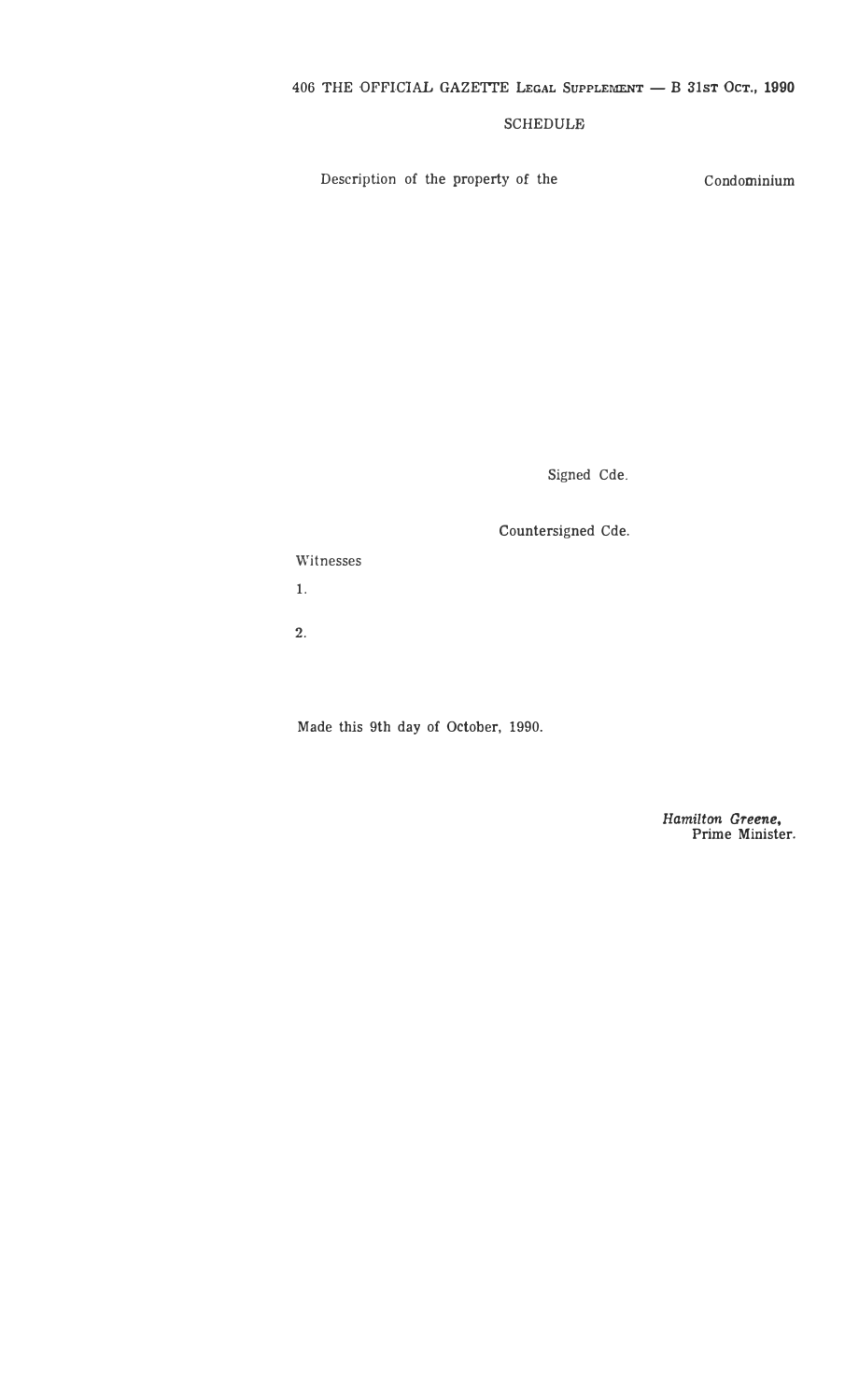SCHEDULE

Description of the property of the Condominium

Signed Cde.

Countersigned Cde.

Witnesses

1.

2.

Made this 9th day of October, 1990.

*Hamilton Greene,*
Prime Minister.